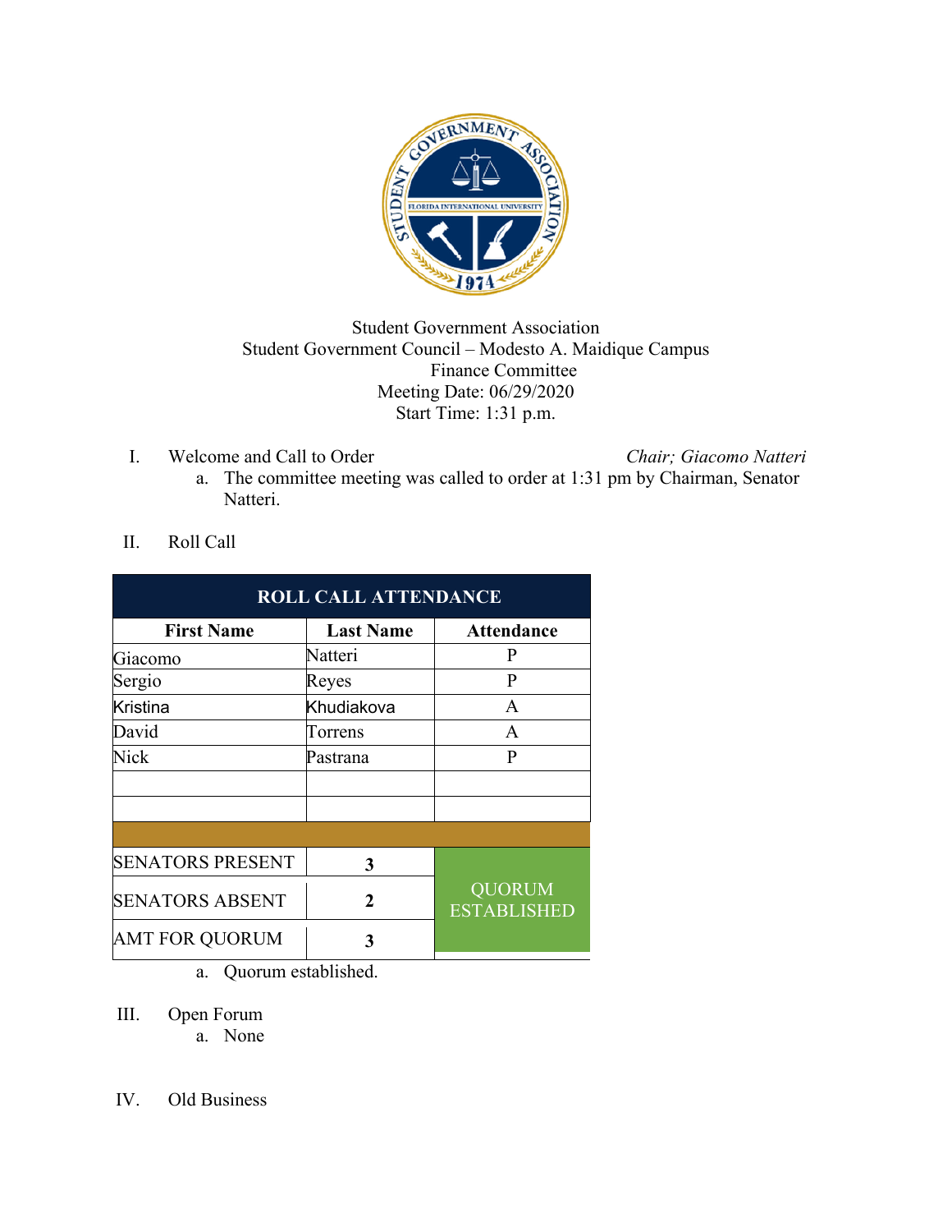Student Government Association
Student Government Council – Modesto A. Maidique Campus
Finance Committee
Meeting Date: 06/29/2020
Start Time: 1:31 p.m.

I. Welcome and Call to Order *Chair; Giacomo Natteri*
   a. The committee meeting was called to order at 1:31 pm by Chairman, Senator Natteri.

II. Roll Call

| ROLL CALL ATTENDANCE | | |
|---|---|---|
| **First Name** | **Last Name** | **Attendance** |
| Giacomo | Natteri | P |
| Sergio | Reyes | P |
| Kristina | Khudiakova | A |
| David | Torrens | A |
| Nick | Pastrana | P |
| | | |
| | | |
| SENATORS PRESENT | 3 | QUORUM ESTABLISHED |
| SENATORS ABSENT | 2 | |
| AMT FOR QUORUM | 3 | |

   a. Quorum established.

III. Open Forum
   a. None

IV. Old Business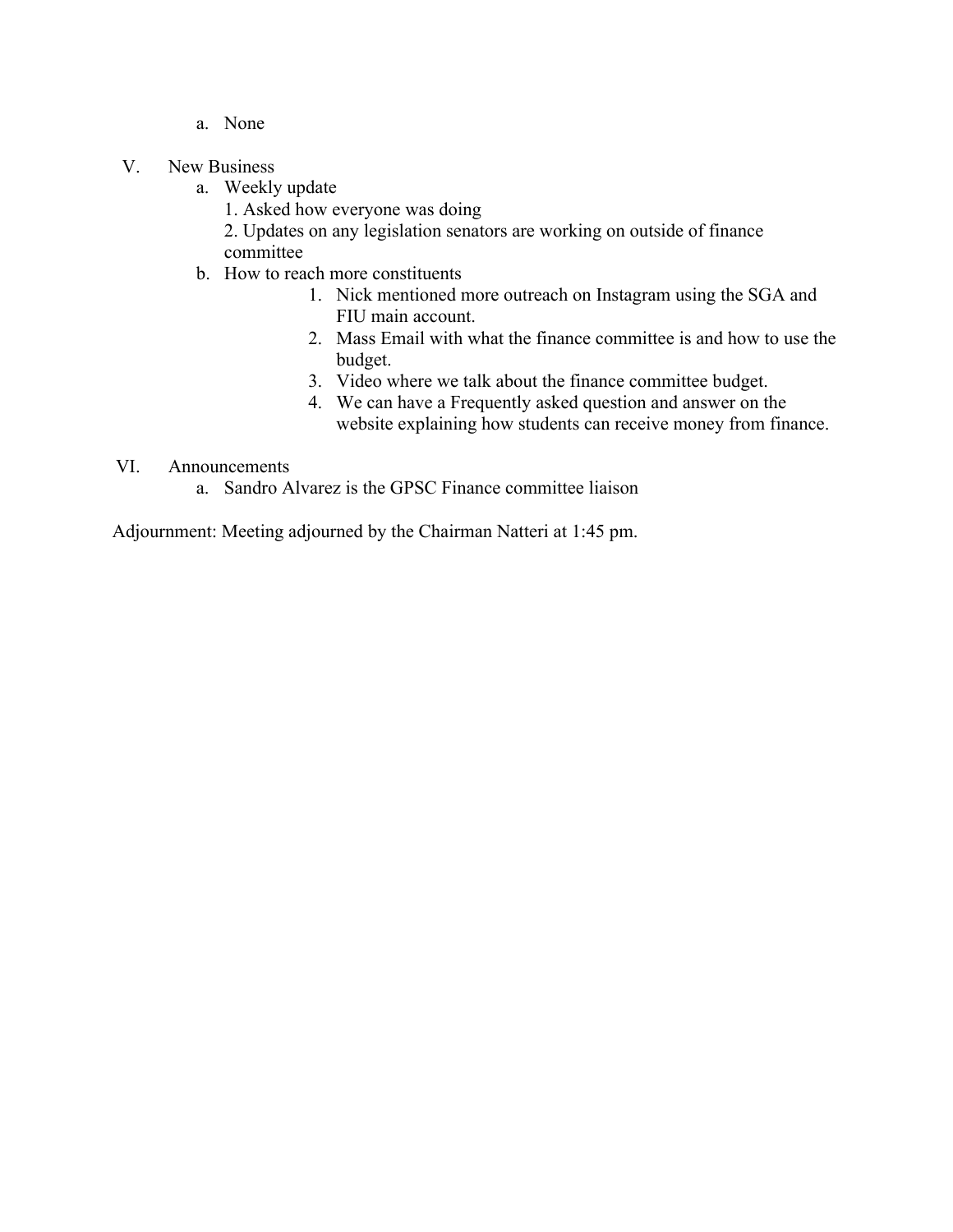a. None

V. New Business
   a. Weekly update
      1. Asked how everyone was doing
      2. Updates on any legislation senators are working on outside of finance committee
   b. How to reach more constituents
      1. Nick mentioned more outreach on Instagram using the SGA and FIU main account.
      2. Mass Email with what the finance committee is and how to use the budget.
      3. Video where we talk about the finance committee budget.
      4. We can have a Frequently asked question and answer on the website explaining how students can receive money from finance.

VI. Announcements
   a. Sandro Alvarez is the GPSC Finance committee liaison

Adjournment: Meeting adjourned by the Chairman Natteri at 1:45 pm.